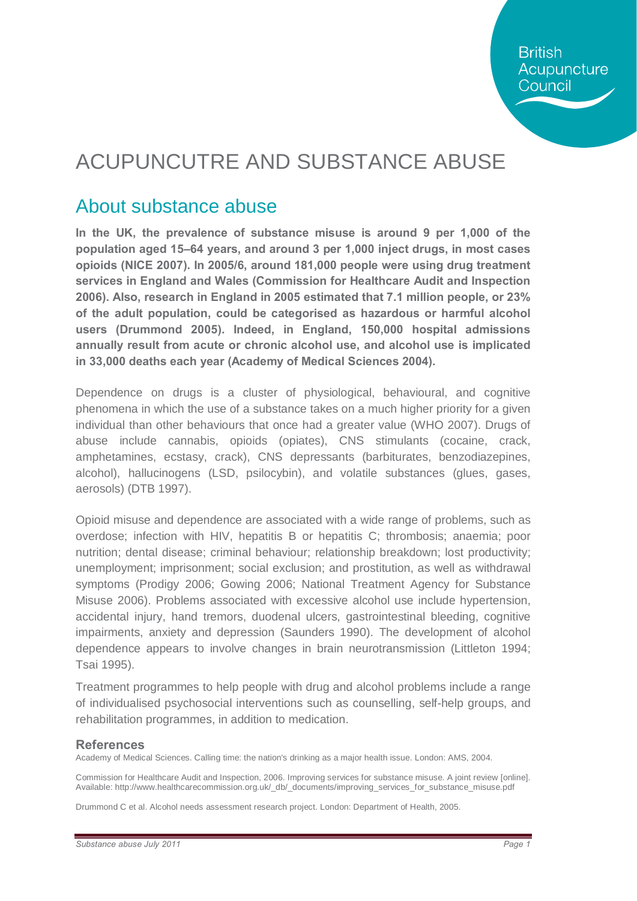British Acupuncture Council

# ACUPUNCUTRE AND SUBSTANCE ABUSE

## About substance abuse

**In the UK, the prevalence of substance misuse is around 9 per 1,000 of the population aged 15–64 years, and around 3 per 1,000 inject drugs, in most cases opioids (NICE 2007). In 2005/6, around 181,000 people were using drug treatment services in England and Wales (Commission for Healthcare Audit and Inspection 2006). Also, research in England in 2005 estimated that 7.1 million people, or 23% of the adult population, could be categorised as hazardous or harmful alcohol users (Drummond 2005). Indeed, in England, 150,000 hospital admissions annually result from acute or chronic alcohol use, and alcohol use is implicated in 33,000 deaths each year (Academy of Medical Sciences 2004).**

Dependence on drugs is a cluster of physiological, behavioural, and cognitive phenomena in which the use of a substance takes on a much higher priority for a given individual than other behaviours that once had a greater value (WHO 2007). Drugs of abuse include cannabis, opioids (opiates), CNS stimulants (cocaine, crack, amphetamines, ecstasy, crack), CNS depressants (barbiturates, benzodiazepines, alcohol), hallucinogens (LSD, psilocybin), and volatile substances (glues, gases, aerosols) (DTB 1997).

Opioid misuse and dependence are associated with a wide range of problems, such as overdose; infection with HIV, hepatitis B or hepatitis C; thrombosis; anaemia; poor nutrition; dental disease; criminal behaviour; relationship breakdown; lost productivity; unemployment; imprisonment; social exclusion; and prostitution, as well as withdrawal symptoms (Prodigy 2006; Gowing 2006; National Treatment Agency for Substance Misuse 2006). Problems associated with excessive alcohol use include hypertension, accidental injury, hand tremors, duodenal ulcers, gastrointestinal bleeding, cognitive impairments, anxiety and depression (Saunders 1990). The development of alcohol dependence appears to involve changes in brain neurotransmission (Littleton 1994; Tsai 1995).

Treatment programmes to help people with drug and alcohol problems include a range of individualised psychosocial interventions such as counselling, self-help groups, and rehabilitation programmes, in addition to medication.

### References

Academy of Medical Sciences. Calling time: the nation's drinking as a major health issue. London: AMS, 2004.

Commission for Healthcare Audit and Inspection, 2006. Improving services for substance misuse. A joint review [online]. Available: http://www.healthcarecommission.org.uk/_db/_documents/improving_services_for_substance_misuse.pdf

Drummond C et al. Alcohol needs assessment research project. London: Department of Health, 2005.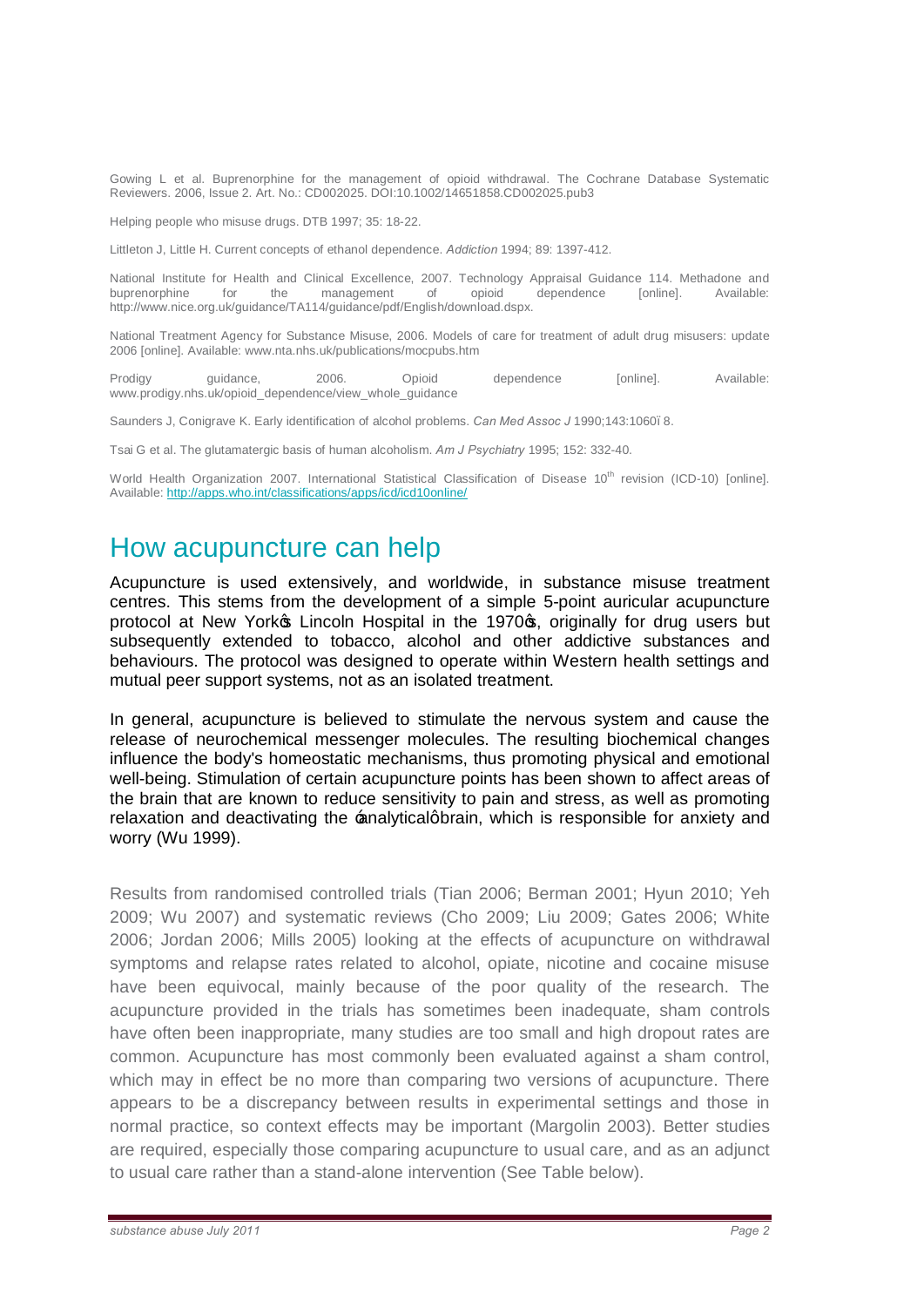Gowing L et al. Buprenorphine for the management of opioid withdrawal. The Cochrane Database Systematic Reviewers. 2006, Issue 2. Art. No.: CD002025. DOI:10.1002/14651858.CD002025.pub3

Helping people who misuse drugs. DTB 1997; 35: 18-22.

Littleton J, Little H. Current concepts of ethanol dependence. *Addiction* 1994; 89: 1397-412.

National Institute for Health and Clinical Excellence, 2007. Technology Appraisal Guidance 114. Methadone and buprenorphine for the management of opioid dependence [online]. Available: http://www.nice.org.uk/guidance/TA114/guidance/pdf/English/download.dspx.

National Treatment Agency for Substance Misuse, 2006. Models of care for treatment of adult drug misusers: update 2006 [online]. Available: www.nta.nhs.uk/publications/mocpubs.htm

Prodigy guidance, 2006. Opioid dependence [online]. Available: www.prodigy.nhs.uk/opioid_dependence/view_whole_guidance

Saunders J, Conigrave K. Early identification of alcohol problems. *Can Med Assoc J* 1990;143:1060–8.

Tsai G et al. The glutamatergic basis of human alcoholism. *Am J Psychiatry* 1995; 152: 332-40.

World Health Organization 2007. International Statistical Classification of Disease 10th revision (ICD-10) [online]. Available: http://apps.who.int/classifications/apps/icd/icd10online/

# How acupuncture can help

Acupuncture is used extensively, and worldwide, in substance misuse treatment centres. This stems from the development of a simple 5-point auricular acupuncture protocol at New York's Lincoln Hospital in the 1970's, originally for drug users but subsequently extended to tobacco, alcohol and other addictive substances and behaviours. The protocol was designed to operate within Western health settings and mutual peer support systems, not as an isolated treatment.

In general, acupuncture is believed to stimulate the nervous system and cause the release of neurochemical messenger molecules. The resulting biochemical changes influence the body's homeostatic mechanisms, thus promoting physical and emotional well-being. Stimulation of certain acupuncture points has been shown to affect areas of the brain that are known to reduce sensitivity to pain and stress, as well as promoting relaxation and deactivating the 'analytical' brain, which is responsible for anxiety and worry (Wu 1999).

Results from randomised controlled trials (Tian 2006; Berman 2001; Hyun 2010; Yeh 2009; Wu 2007) and systematic reviews (Cho 2009; Liu 2009; Gates 2006; White 2006; Jordan 2006; Mills 2005) looking at the effects of acupuncture on withdrawal symptoms and relapse rates related to alcohol, opiate, nicotine and cocaine misuse have been equivocal, mainly because of the poor quality of the research. The acupuncture provided in the trials has sometimes been inadequate, sham controls have often been inappropriate, many studies are too small and high dropout rates are common. Acupuncture has most commonly been evaluated against a sham control, which may in effect be no more than comparing two versions of acupuncture. There appears to be a discrepancy between results in experimental settings and those in normal practice, so context effects may be important (Margolin 2003). Better studies are required, especially those comparing acupuncture to usual care, and as an adjunct to usual care rather than a stand-alone intervention (See Table below).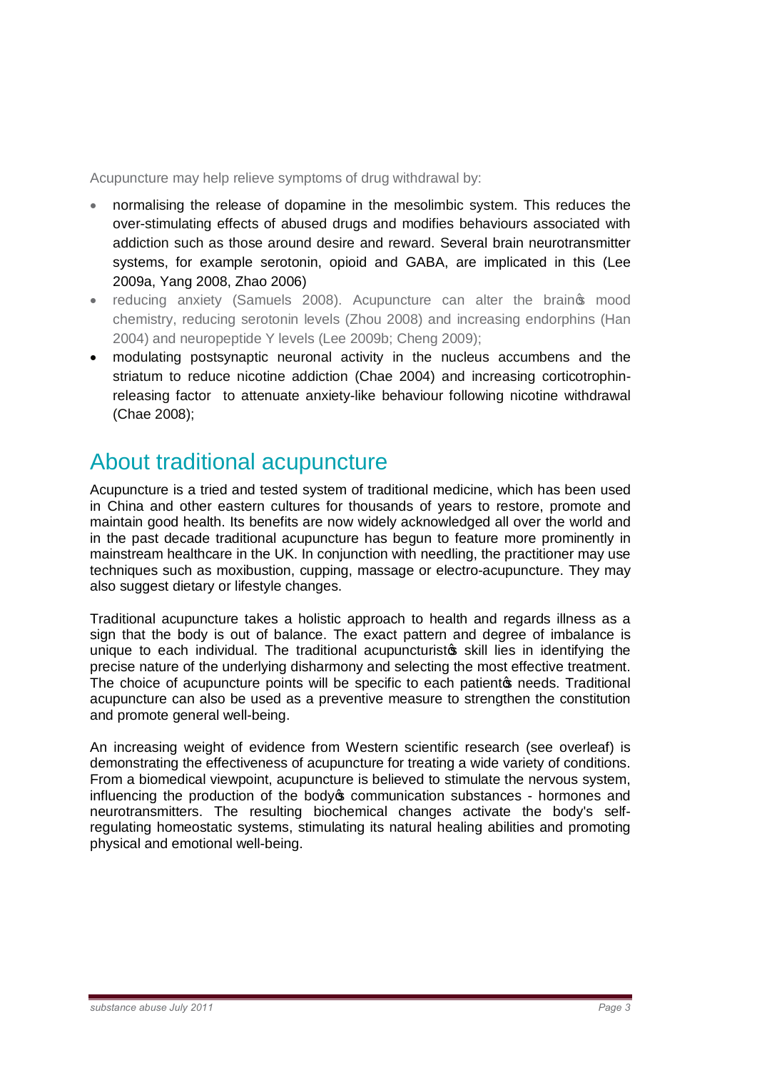Acupuncture may help relieve symptoms of drug withdrawal by:

- normalising the release of dopamine in the mesolimbic system. This reduces the over-stimulating effects of abused drugs and modifies behaviours associated with addiction such as those around desire and reward. Several brain neurotransmitter systems, for example serotonin, opioid and GABA, are implicated in this (Lee 2009a, Yang 2008, Zhao 2006)
- reducing anxiety (Samuels 2008). Acupuncture can alter the brain's mood chemistry, reducing serotonin levels (Zhou 2008) and increasing endorphins (Han 2004) and neuropeptide Y levels (Lee 2009b; Cheng 2009);
- modulating postsynaptic neuronal activity in the nucleus accumbens and the striatum to reduce nicotine addiction (Chae 2004) and increasing corticotrophin-releasing factor to attenuate anxiety-like behaviour following nicotine withdrawal (Chae 2008);

## About traditional acupuncture

Acupuncture is a tried and tested system of traditional medicine, which has been used in China and other eastern cultures for thousands of years to restore, promote and maintain good health. Its benefits are now widely acknowledged all over the world and in the past decade traditional acupuncture has begun to feature more prominently in mainstream healthcare in the UK. In conjunction with needling, the practitioner may use techniques such as moxibustion, cupping, massage or electro-acupuncture. They may also suggest dietary or lifestyle changes.

Traditional acupuncture takes a holistic approach to health and regards illness as a sign that the body is out of balance. The exact pattern and degree of imbalance is unique to each individual. The traditional acupuncturist's skill lies in identifying the precise nature of the underlying disharmony and selecting the most effective treatment. The choice of acupuncture points will be specific to each patient's needs. Traditional acupuncture can also be used as a preventive measure to strengthen the constitution and promote general well-being.

An increasing weight of evidence from Western scientific research (see overleaf) is demonstrating the effectiveness of acupuncture for treating a wide variety of conditions. From a biomedical viewpoint, acupuncture is believed to stimulate the nervous system, influencing the production of the body's communication substances - hormones and neurotransmitters. The resulting biochemical changes activate the body's self-regulating homeostatic systems, stimulating its natural healing abilities and promoting physical and emotional well-being.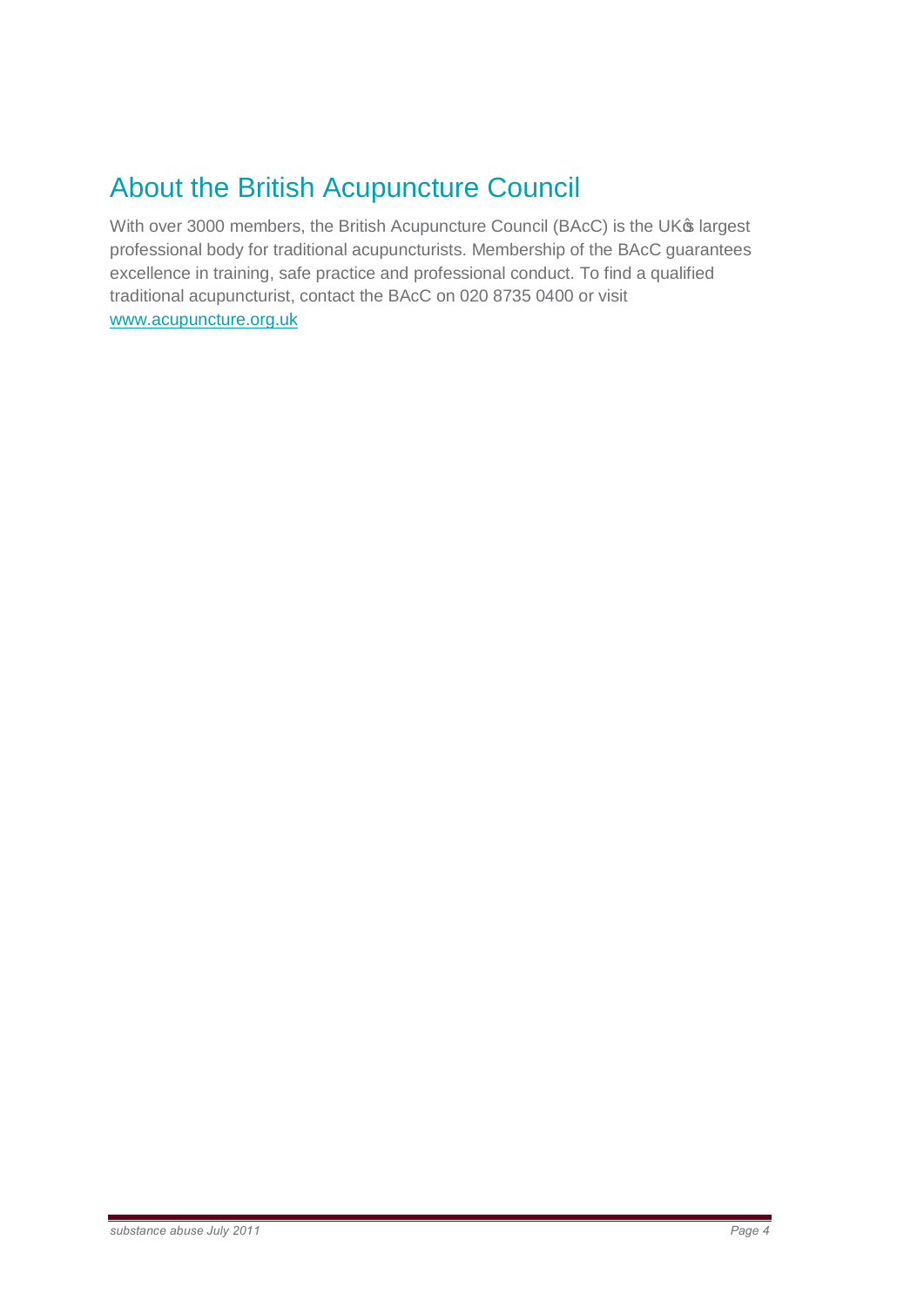# About the British Acupuncture Council

With over 3000 members, the British Acupuncture Council (BAcC) is the UK's largest professional body for traditional acupuncturists. Membership of the BAcC guarantees excellence in training, safe practice and professional conduct. To find a qualified traditional acupuncturist, contact the BAcC on 020 8735 0400 or visit www.acupuncture.org.uk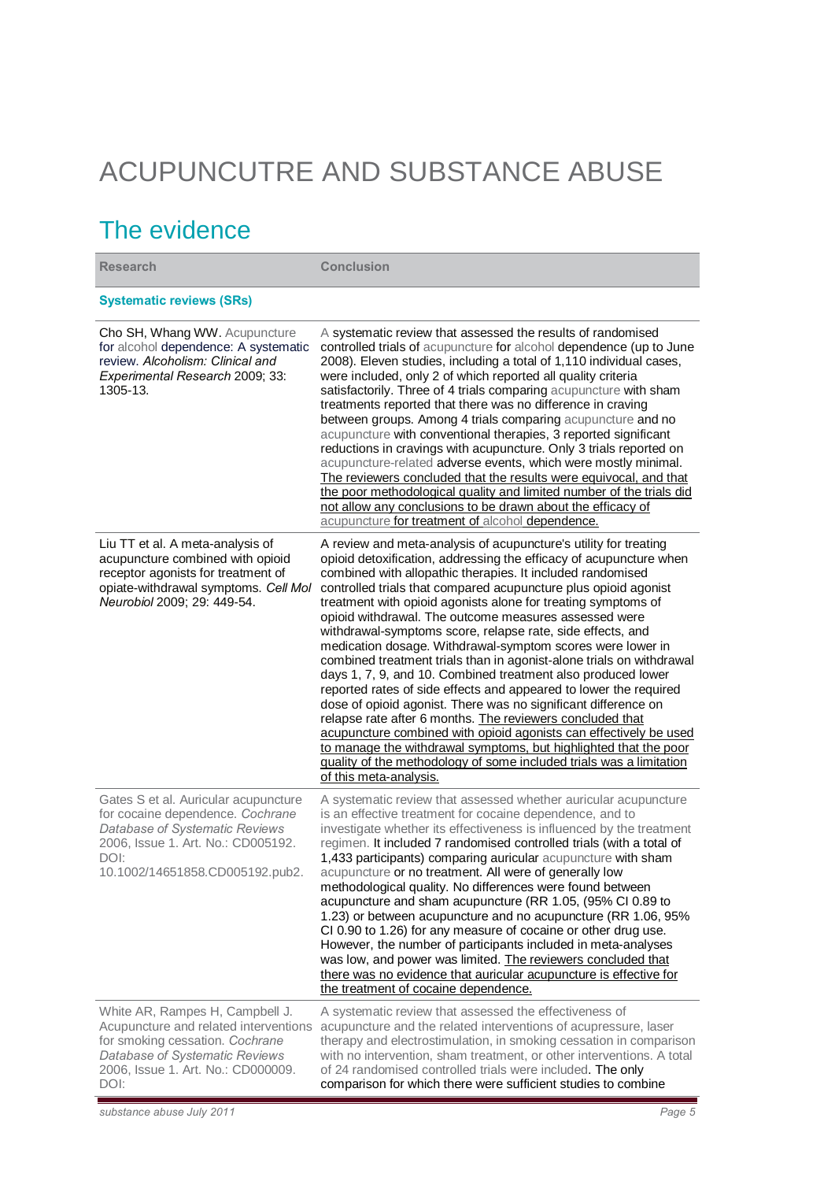# ACUPUNCUTRE AND SUBSTANCE ABUSE

## The evidence

| Research | Conclusion |
| --- | --- |
| **Systematic reviews (SRs)** | |
| Cho SH, Whang WW. Acupuncture for alcohol dependence: A systematic review. *Alcoholism: Clinical and Experimental Research* 2009; 33: 1305-13. | A systematic review that assessed the results of randomised controlled trials of acupuncture for alcohol dependence (up to June 2008). Eleven studies, including a total of 1,110 individual cases, were included, only 2 of which reported all quality criteria satisfactorily. Three of 4 trials comparing acupuncture with sham treatments reported that there was no difference in craving between groups. Among 4 trials comparing acupuncture and no acupuncture with conventional therapies, 3 reported significant reductions in cravings with acupuncture. Only 3 trials reported on acupuncture-related adverse events, which were mostly minimal. <u>The reviewers concluded that the results were equivocal, and that the poor methodological quality and limited number of the trials did not allow any conclusions to be drawn about the efficacy of acupuncture for treatment of alcohol dependence.</u> |
| Liu TT et al. A meta-analysis of acupuncture combined with opioid receptor agonists for treatment of opiate-withdrawal symptoms. *Cell Mol Neurobiol* 2009; 29: 449-54. | A review and meta-analysis of acupuncture's utility for treating opioid detoxification, addressing the efficacy of acupuncture when combined with allopathic therapies. It included randomised controlled trials that compared acupuncture plus opioid agonist treatment with opioid agonists alone for treating symptoms of opioid withdrawal. The outcome measures assessed were withdrawal-symptoms score, relapse rate, side effects, and medication dosage. Withdrawal-symptom scores were lower in combined treatment trials than in agonist-alone trials on withdrawal days 1, 7, 9, and 10. Combined treatment also produced lower reported rates of side effects and appeared to lower the required dose of opioid agonist. There was no significant difference on relapse rate after 6 months. <u>The reviewers concluded that acupuncture combined with opioid agonists can effectively be used to manage the withdrawal symptoms, but highlighted that the poor quality of the methodology of some included trials was a limitation of this meta-analysis.</u> |
| Gates S et al. Auricular acupuncture for cocaine dependence. *Cochrane Database of Systematic Reviews* 2006, Issue 1. Art. No.: CD005192. DOI: 10.1002/14651858.CD005192.pub2. | A systematic review that assessed whether auricular acupuncture is an effective treatment for cocaine dependence, and to investigate whether its effectiveness is influenced by the treatment regimen. It included 7 randomised controlled trials (with a total of 1,433 participants) comparing auricular acupuncture with sham acupuncture or no treatment. All were of generally low methodological quality. No differences were found between acupuncture and sham acupuncture (RR 1.05, (95% CI 0.89 to 1.23) or between acupuncture and no acupuncture (RR 1.06, 95% CI 0.90 to 1.26) for any measure of cocaine or other drug use. However, the number of participants included in meta-analyses was low, and power was limited. <u>The reviewers concluded that there was no evidence that auricular acupuncture is effective for the treatment of cocaine dependence.</u> |
| White AR, Rampes H, Campbell J. Acupuncture and related interventions for smoking cessation. *Cochrane Database of Systematic Reviews* 2006, Issue 1. Art. No.: CD000009. DOI: | A systematic review that assessed the effectiveness of acupuncture and the related interventions of acupressure, laser therapy and electrostimulation, in smoking cessation in comparison with no intervention, sham treatment, or other interventions. A total of 24 randomised controlled trials were included. The only comparison for which there were sufficient studies to combine |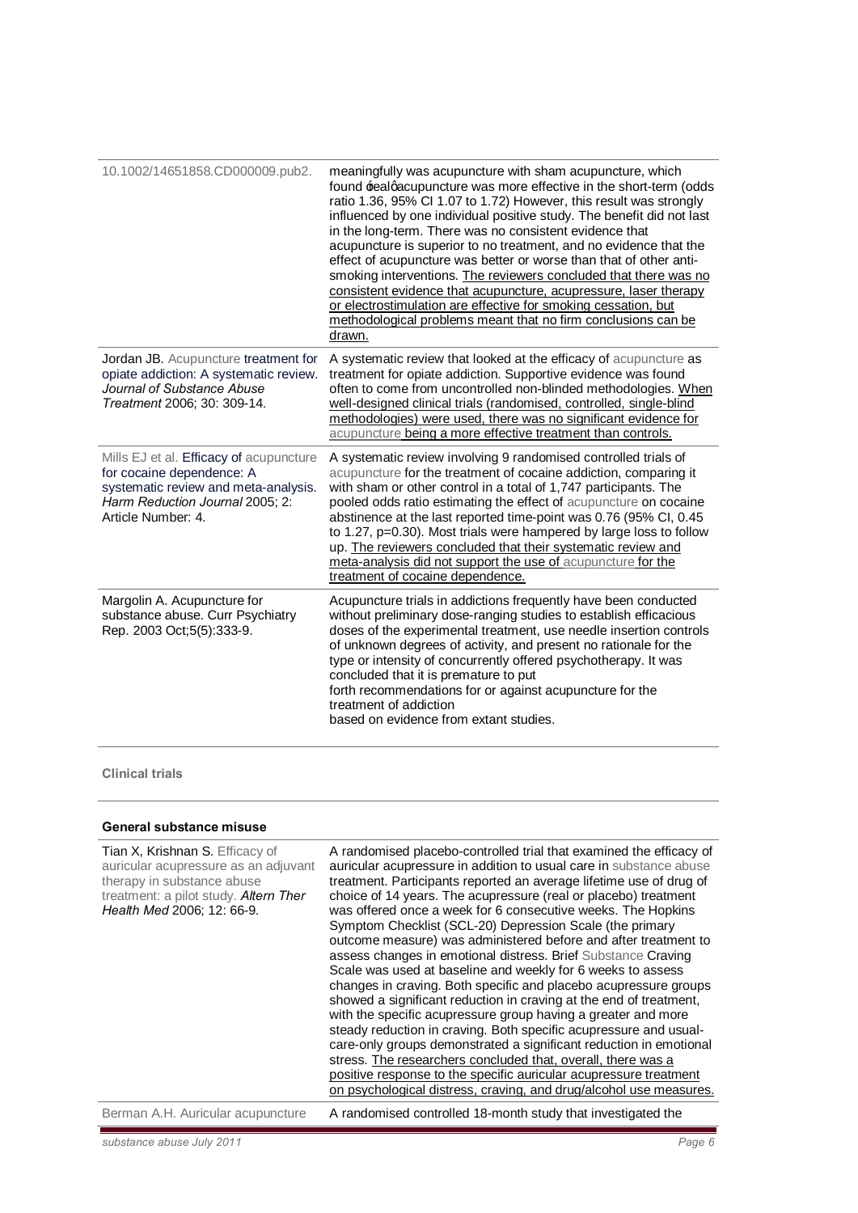| | |
|---|---|
| 10.1002/14651858.CD000009.pub2. | meaningfully was acupuncture with sham acupuncture, which found ‘real’ acupuncture was more effective in the short-term (odds ratio 1.36, 95% CI 1.07 to 1.72) However, this result was strongly influenced by one individual positive study. The benefit did not last in the long-term. There was no consistent evidence that acupuncture is superior to no treatment, and no evidence that the effect of acupuncture was better or worse than that of other anti-smoking interventions. The reviewers concluded that there was no consistent evidence that acupuncture, acupressure, laser therapy or electrostimulation are effective for smoking cessation, but methodological problems meant that no firm conclusions can be drawn. |
| Jordan JB. Acupuncture treatment for opiate addiction: A systematic review. *Journal of Substance Abuse Treatment* 2006; 30: 309-14. | A systematic review that looked at the efficacy of acupuncture as treatment for opiate addiction. Supportive evidence was found often to come from uncontrolled non-blinded methodologies. When well-designed clinical trials (randomised, controlled, single-blind methodologies) were used, there was no significant evidence for acupuncture being a more effective treatment than controls. |
| Mills EJ et al. Efficacy of acupuncture for cocaine dependence: A systematic review and meta-analysis. *Harm Reduction Journal* 2005; 2: Article Number: 4. | A systematic review involving 9 randomised controlled trials of acupuncture for the treatment of cocaine addiction, comparing it with sham or other control in a total of 1,747 participants. The pooled odds ratio estimating the effect of acupuncture on cocaine abstinence at the last reported time-point was 0.76 (95% CI, 0.45 to 1.27, p=0.30). Most trials were hampered by large loss to follow up. The reviewers concluded that their systematic review and meta-analysis did not support the use of acupuncture for the treatment of cocaine dependence. |
| Margolin A. Acupuncture for substance abuse. Curr Psychiatry Rep. 2003 Oct;5(5):333-9. | Acupuncture trials in addictions frequently have been conducted without preliminary dose-ranging studies to establish efficacious doses of the experimental treatment, use needle insertion controls of unknown degrees of activity, and present no rationale for the type or intensity of concurrently offered psychotherapy. It was concluded that it is premature to put forth recommendations for or against acupuncture for the treatment of addiction based on evidence from extant studies. |

### Clinical trials

#### General substance misuse

| | |
|---|---|
| Tian X, Krishnan S. Efficacy of auricular acupressure as an adjuvant therapy in substance abuse treatment: a pilot study. *Altern Ther Health Med* 2006; 12: 66-9. | A randomised placebo-controlled trial that examined the efficacy of auricular acupressure in addition to usual care in substance abuse treatment. Participants reported an average lifetime use of drug of choice of 14 years. The acupressure (real or placebo) treatment was offered once a week for 6 consecutive weeks. The Hopkins Symptom Checklist (SCL-20) Depression Scale (the primary outcome measure) was administered before and after treatment to assess changes in emotional distress. Brief Substance Craving Scale was used at baseline and weekly for 6 weeks to assess changes in craving. Both specific and placebo acupressure groups showed a significant reduction in craving at the end of treatment, with the specific acupressure group having a greater and more steady reduction in craving. Both specific acupressure and usual-care-only groups demonstrated a significant reduction in emotional stress. The researchers concluded that, overall, there was a positive response to the specific auricular acupressure treatment on psychological distress, craving, and drug/alcohol use measures. |
| Berman A.H. Auricular acupuncture | A randomised controlled 18-month study that investigated the |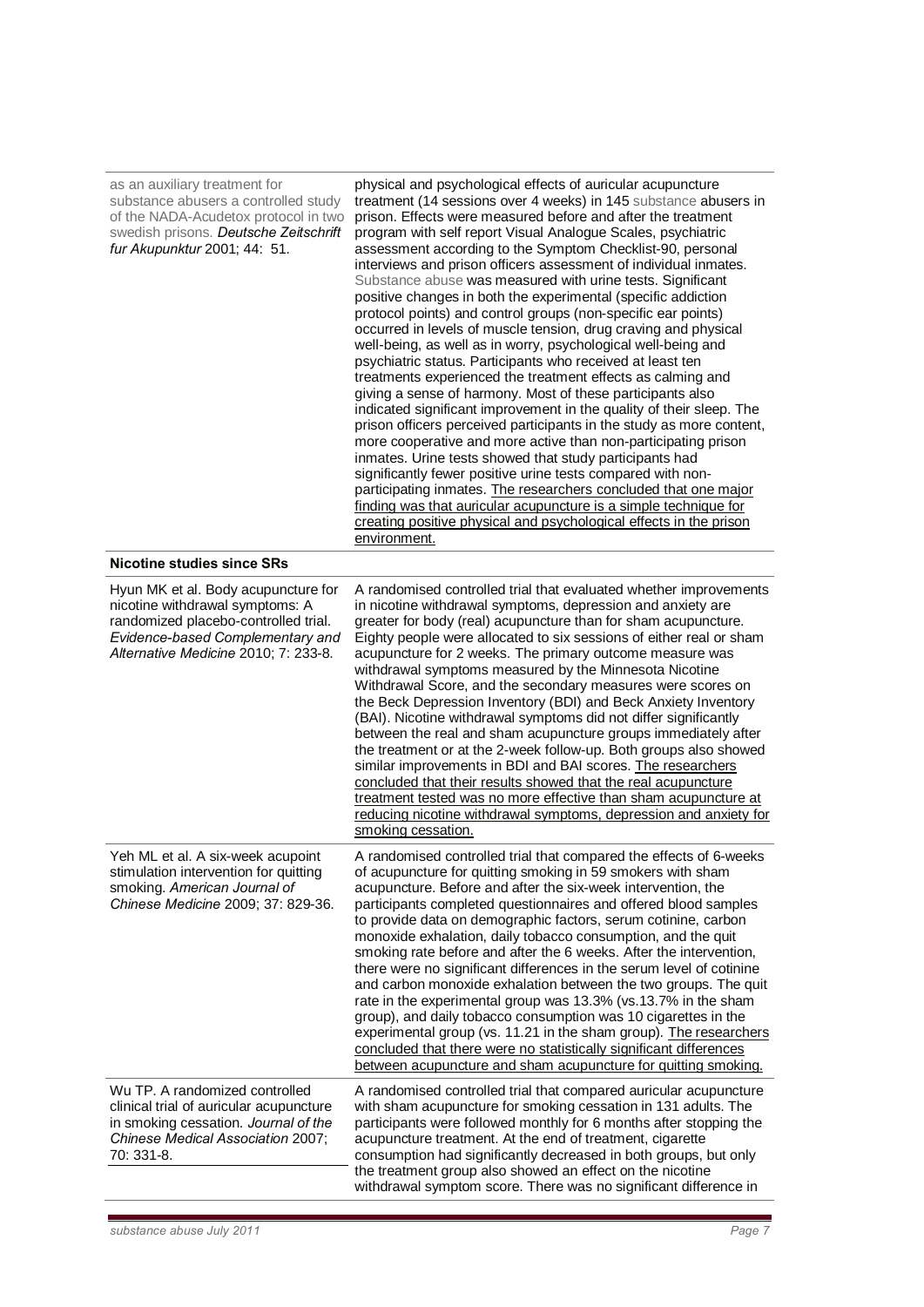| | |
|---|---|
| as an auxiliary treatment for substance abusers a controlled study of the NADA-Acudetox protocol in two swedish prisons. *Deutsche Zeitschrift fur Akupunktur* 2001; 44: 51. | physical and psychological effects of auricular acupuncture treatment (14 sessions over 4 weeks) in 145 substance abusers in prison. Effects were measured before and after the treatment program with self report Visual Analogue Scales, psychiatric assessment according to the Symptom Checklist-90, personal interviews and prison officers assessment of individual inmates. Substance abuse was measured with urine tests. Significant positive changes in both the experimental (specific addiction protocol points) and control groups (non-specific ear points) occurred in levels of muscle tension, drug craving and physical well-being, as well as in worry, psychological well-being and psychiatric status. Participants who received at least ten treatments experienced the treatment effects as calming and giving a sense of harmony. Most of these participants also indicated significant improvement in the quality of their sleep. The prison officers perceived participants in the study as more content, more cooperative and more active than non-participating prison inmates. Urine tests showed that study participants had significantly fewer positive urine tests compared with non-participating inmates. <u>The researchers concluded that one major finding was that auricular acupuncture is a simple technique for creating positive physical and psychological effects in the prison environment.</u> |
| **Nicotine studies since SRs** | |
| Hyun MK et al. Body acupuncture for nicotine withdrawal symptoms: A randomized placebo-controlled trial. *Evidence-based Complementary and Alternative Medicine* 2010; 7: 233-8. | A randomised controlled trial that evaluated whether improvements in nicotine withdrawal symptoms, depression and anxiety are greater for body (real) acupuncture than for sham acupuncture. Eighty people were allocated to six sessions of either real or sham acupuncture for 2 weeks. The primary outcome measure was withdrawal symptoms measured by the Minnesota Nicotine Withdrawal Score, and the secondary measures were scores on the Beck Depression Inventory (BDI) and Beck Anxiety Inventory (BAI). Nicotine withdrawal symptoms did not differ significantly between the real and sham acupuncture groups immediately after the treatment or at the 2-week follow-up. Both groups also showed similar improvements in BDI and BAI scores. <u>The researchers concluded that their results showed that the real acupuncture treatment tested was no more effective than sham acupuncture at reducing nicotine withdrawal symptoms, depression and anxiety for smoking cessation.</u> |
| Yeh ML et al. A six-week acupoint stimulation intervention for quitting smoking. *American Journal of Chinese Medicine* 2009; 37: 829-36. | A randomised controlled trial that compared the effects of 6-weeks of acupuncture for quitting smoking in 59 smokers with sham acupuncture. Before and after the six-week intervention, the participants completed questionnaires and offered blood samples to provide data on demographic factors, serum cotinine, carbon monoxide exhalation, daily tobacco consumption, and the quit smoking rate before and after the 6 weeks. After the intervention, there were no significant differences in the serum level of cotinine and carbon monoxide exhalation between the two groups. The quit rate in the experimental group was 13.3% (vs.13.7% in the sham group), and daily tobacco consumption was 10 cigarettes in the experimental group (vs. 11.21 in the sham group). <u>The researchers concluded that there were no statistically significant differences between acupuncture and sham acupuncture for quitting smoking.</u> |
| Wu TP. A randomized controlled clinical trial of auricular acupuncture in smoking cessation. *Journal of the Chinese Medical Association* 2007; 70: 331-8. | A randomised controlled trial that compared auricular acupuncture with sham acupuncture for smoking cessation in 131 adults. The participants were followed monthly for 6 months after stopping the acupuncture treatment. At the end of treatment, cigarette consumption had significantly decreased in both groups, but only the treatment group also showed an effect on the nicotine withdrawal symptom score. There was no significant difference in |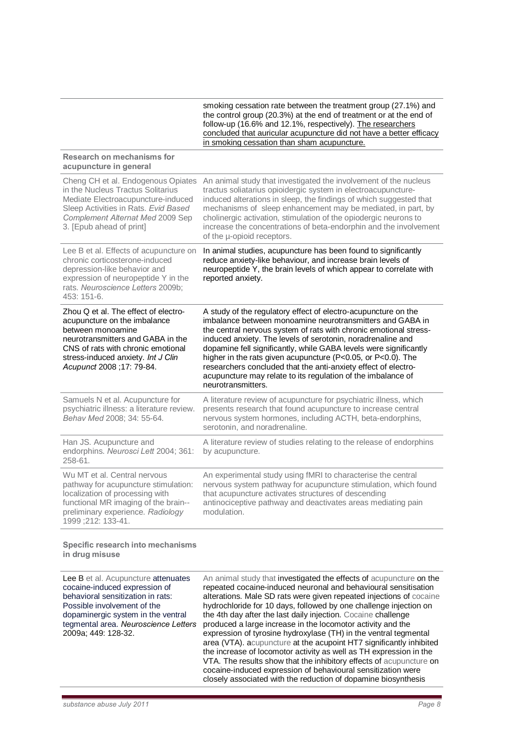| | |
|---|---|
| | smoking cessation rate between the treatment group (27.1%) and the control group (20.3%) at the end of treatment or at the end of follow-up (16.6% and 12.1%, respectively). <u>The researchers concluded that auricular acupuncture did not have a better efficacy in smoking cessation than sham acupuncture.</u> |
| **Research on mechanisms for acupuncture in general** | |
| Cheng CH et al. Endogenous Opiates in the Nucleus Tractus Solitarius Mediate Electroacupuncture-induced Sleep Activities in Rats. *Evid Based Complement Alternat Med* 2009 Sep 3. [Epub ahead of print] | An animal study that investigated the involvement of the nucleus tractus soliatarius opioidergic system in electroacupuncture-induced alterations in sleep, the findings of which suggested that mechanisms of sleep enhancement may be mediated, in part, by cholinergic activation, stimulation of the opiodergic neurons to increase the concentrations of beta-endorphin and the involvement of the μ-opioid receptors. |
| Lee B et al. Effects of acupuncture on chronic corticosterone-induced depression-like behavior and expression of neuropeptide Y in the rats. *Neuroscience Letters* 2009b; 453: 151-6. | In animal studies, acupuncture has been found to significantly reduce anxiety-like behaviour, and increase brain levels of neuropeptide Y, the brain levels of which appear to correlate with reported anxiety. |
| Zhou Q et al. The effect of electro-acupuncture on the imbalance between monoamine neurotransmitters and GABA in the CNS of rats with chronic emotional stress-induced anxiety. *Int J Clin Acupunct* 2008 ;17: 79-84. | A study of the regulatory effect of electro-acupuncture on the imbalance between monoamine neurotransmitters and GABA in the central nervous system of rats with chronic emotional stress-induced anxiety. The levels of serotonin, noradrenaline and dopamine fell significantly, while GABA levels were significantly higher in the rats given acupuncture (P<0.05, or P<0.0). The researchers concluded that the anti-anxiety effect of electro-acupuncture may relate to its regulation of the imbalance of neurotransmitters. |
| Samuels N et al. Acupuncture for psychiatric illness: a literature review. *Behav Med* 2008; 34: 55-64. | A literature review of acupuncture for psychiatric illness, which presents research that found acupuncture to increase central nervous system hormones, including ACTH, beta-endorphins, serotonin, and noradrenaline. |
| Han JS. Acupuncture and endorphins. *Neurosci Lett* 2004; 361: 258-61. | A literature review of studies relating to the release of endorphins by acupuncture. |
| Wu MT et al. Central nervous pathway for acupuncture stimulation: localization of processing with functional MR imaging of the brain--preliminary experience. *Radiology* 1999 ;212: 133-41. | An experimental study using fMRI to characterise the central nervous system pathway for acupuncture stimulation, which found that acupuncture activates structures of descending antinociceptive pathway and deactivates areas mediating pain modulation. |
| **Specific research into mechanisms in drug misuse** | |
| Lee B et al. Acupuncture attenuates cocaine-induced expression of behavioral sensitization in rats: Possible involvement of the dopaminergic system in the ventral tegmental area. *Neuroscience Letters* 2009a; 449: 128-32. | An animal study that investigated the effects of acupuncture on the repeated cocaine-induced neuronal and behavioural sensitisation alterations. Male SD rats were given repeated injections of cocaine hydrochloride for 10 days, followed by one challenge injection on the 4th day after the last daily injection. Cocaine challenge produced a large increase in the locomotor activity and the expression of tyrosine hydroxylase (TH) in the ventral tegmental area (VTA). acupuncture at the acupoint HT7 significantly inhibited the increase of locomotor activity as well as TH expression in the VTA. The results show that the inhibitory effects of acupuncture on cocaine-induced expression of behavioural sensitization were closely associated with the reduction of dopamine biosynthesis |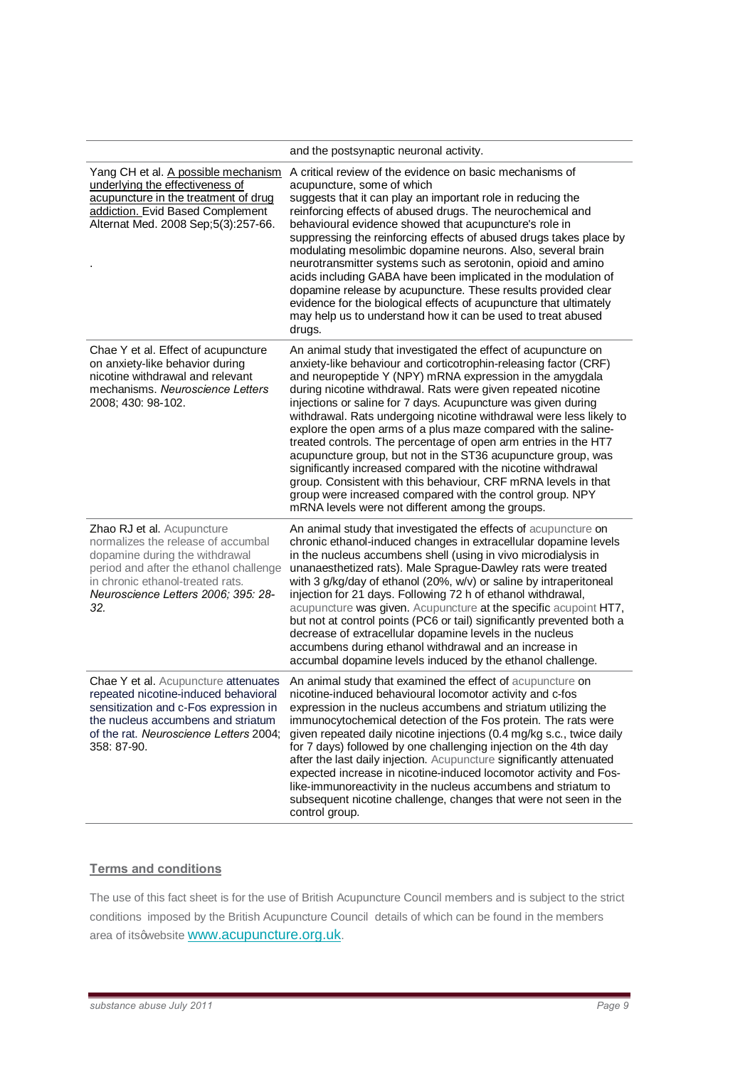| | |
|---|---|
| | and the postsynaptic neuronal activity. |
| Yang CH et al. A possible mechanism underlying the effectiveness of acupuncture in the treatment of drug addiction. Evid Based Complement Alternat Med. 2008 Sep;5(3):257-66. | A critical review of the evidence on basic mechanisms of acupuncture, some of which suggests that it can play an important role in reducing the reinforcing effects of abused drugs. The neurochemical and behavioural evidence showed that acupuncture's role in suppressing the reinforcing effects of abused drugs takes place by modulating mesolimbic dopamine neurons. Also, several brain neurotransmitter systems such as serotonin, opioid and amino acids including GABA have been implicated in the modulation of dopamine release by acupuncture. These results provided clear evidence for the biological effects of acupuncture that ultimately may help us to understand how it can be used to treat abused drugs. |
| Chae Y et al. Effect of acupuncture on anxiety-like behavior during nicotine withdrawal and relevant mechanisms. *Neuroscience Letters* 2008; 430: 98-102. | An animal study that investigated the effect of acupuncture on anxiety-like behaviour and corticotrophin-releasing factor (CRF) and neuropeptide Y (NPY) mRNA expression in the amygdala during nicotine withdrawal. Rats were given repeated nicotine injections or saline for 7 days. Acupuncture was given during withdrawal. Rats undergoing nicotine withdrawal were less likely to explore the open arms of a plus maze compared with the saline-treated controls. The percentage of open arm entries in the HT7 acupuncture group, but not in the ST36 acupuncture group, was significantly increased compared with the nicotine withdrawal group. Consistent with this behaviour, CRF mRNA levels in that group were increased compared with the control group. NPY mRNA levels were not different among the groups. |
| Zhao RJ et al. Acupuncture normalizes the release of accumbal dopamine during the withdrawal period and after the ethanol challenge in chronic ethanol-treated rats. *Neuroscience Letters 2006; 395: 28-32.* | An animal study that investigated the effects of acupuncture on chronic ethanol-induced changes in extracellular dopamine levels in the nucleus accumbens shell (using in vivo microdialysis in unanaesthetized rats). Male Sprague-Dawley rats were treated with 3 g/kg/day of ethanol (20%, w/v) or saline by intraperitoneal injection for 21 days. Following 72 h of ethanol withdrawal, acupuncture was given. Acupuncture at the specific acupoint HT7, but not at control points (PC6 or tail) significantly prevented both a decrease of extracellular dopamine levels in the nucleus accumbens during ethanol withdrawal and an increase in accumbal dopamine levels induced by the ethanol challenge. |
| Chae Y et al. Acupuncture attenuates repeated nicotine-induced behavioral sensitization and c-Fos expression in the nucleus accumbens and striatum of the rat. *Neuroscience Letters* 2004; 358: 87-90. | An animal study that examined the effect of acupuncture on nicotine-induced behavioural locomotor activity and c-fos expression in the nucleus accumbens and striatum utilizing the immunocytochemical detection of the Fos protein. The rats were given repeated daily nicotine injections (0.4 mg/kg s.c., twice daily for 7 days) followed by one challenging injection on the 4th day after the last daily injection. Acupuncture significantly attenuated expected increase in nicotine-induced locomotor activity and Fos-like-immunoreactivity in the nucleus accumbens and striatum to subsequent nicotine challenge, changes that were not seen in the control group. |

## Terms and conditions

The use of this fact sheet is for the use of British Acupuncture Council members and is subject to the strict conditions imposed by the British Acupuncture Council details of which can be found in the members area of its website www.acupuncture.org.uk.